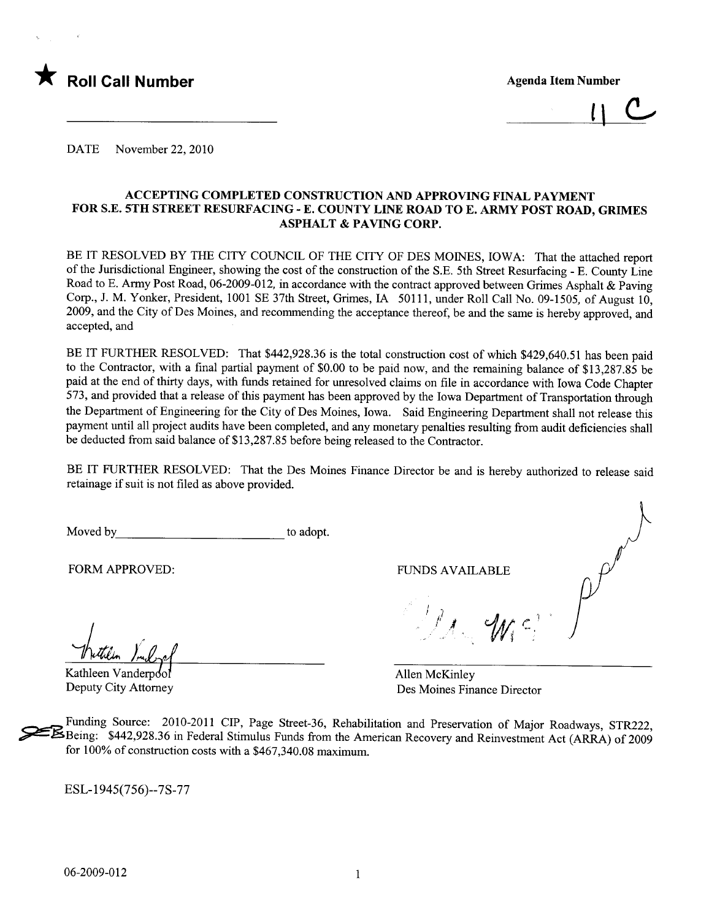★ **Roll Call Number**

**Agenda Item Number**

11 C

DATE November 22, 2010

**ACCEPTING COMPLETED CONSTRUCTION AND APPROVING FINAL PAYMENT FOR S.E. 5TH STREET RESURFACING - E. COUNTY LINE ROAD TO E. ARMY POST ROAD, GRIMES ASPHALT & PAVING CORP.**

BE IT RESOLVED BY THE CITY COUNCIL OF THE CITY OF DES MOINES, IOWA: That the attached report of the Jurisdictional Engineer, showing the cost of the construction of the S.E. 5th Street Resurfacing - E. County Line Road to E. Army Post Road, 06-2009-012, in accordance with the contract approved between Grimes Asphalt & Paving Corp., J. M. Yonker, President, 1001 SE 37th Street, Grimes, IA 50111, under Roll Call No. 09-1505, of August 10, 2009, and the City of Des Moines, and recommending the acceptance thereof, be and the same is hereby approved, and accepted, and

BE IT FURTHER RESOLVED: That $442,928.36 is the total construction cost of which $429,640.51 has been paid to the Contractor, with a final partial payment of $0.00 to be paid now, and the remaining balance of $13,287.85 be paid at the end of thirty days, with funds retained for unresolved claims on file in accordance with Iowa Code Chapter 573, and provided that a release of this payment has been approved by the Iowa Department of Transportation through the Department of Engineering for the City of Des Moines, Iowa. Said Engineering Department shall not release this payment until all project audits have been completed, and any monetary penalties resulting from audit deficiencies shall be deducted from said balance of $13,287.85 before being released to the Contractor.

BE IT FURTHER RESOLVED: That the Des Moines Finance Director be and is hereby authorized to release said retainage if suit is not filed as above provided.

Moved by\_\_\_\_\_\_\_\_\_\_\_\_\_\_\_\_\_\_\_\_\_\_\_\_\_ to adopt.

FORM APPROVED:

Kathleen Vanderpool
Deputy City Attorney

FUNDS AVAILABLE

Allen McKinley
Des Moines Finance Director

Funding Source: 2010-2011 CIP, Page Street-36, Rehabilitation and Preservation of Major Roadways, STR222, Being: $442,928.36 in Federal Stimulus Funds from the American Recovery and Reinvestment Act (ARRA) of 2009 for 100% of construction costs with a $467,340.08 maximum.

ESL-1945(756)--7S-77

06-2009-012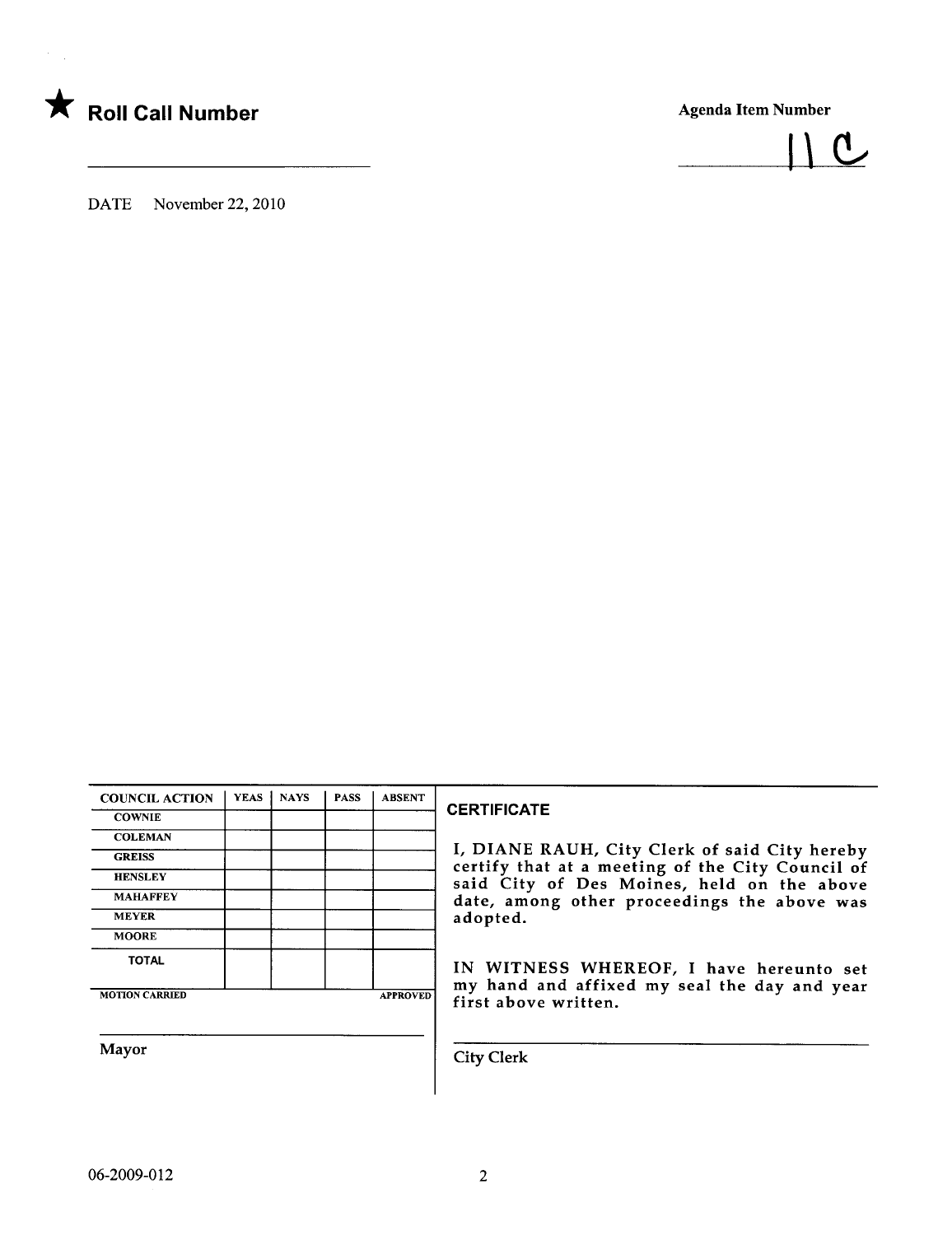★ **Roll Call Number**

**Agenda Item Number**

11 C

DATE November 22, 2010

| COUNCIL ACTION | YEAS | NAYS | PASS | ABSENT |
|---|---|---|---|---|
| COWNIE | | | | |
| COLEMAN | | | | |
| GREISS | | | | |
| HENSLEY | | | | |
| MAHAFFEY | | | | |
| MEYER | | | | |
| MOORE | | | | |
| TOTAL | | | | |

MOTION CARRIED APPROVED

Mayor

**CERTIFICATE**

I, DIANE RAUH, City Clerk of said City hereby certify that at a meeting of the City Council of said City of Des Moines, held on the above date, among other proceedings the above was adopted.

IN WITNESS WHEREOF, I have hereunto set my hand and affixed my seal the day and year first above written.

City Clerk

06-2009-012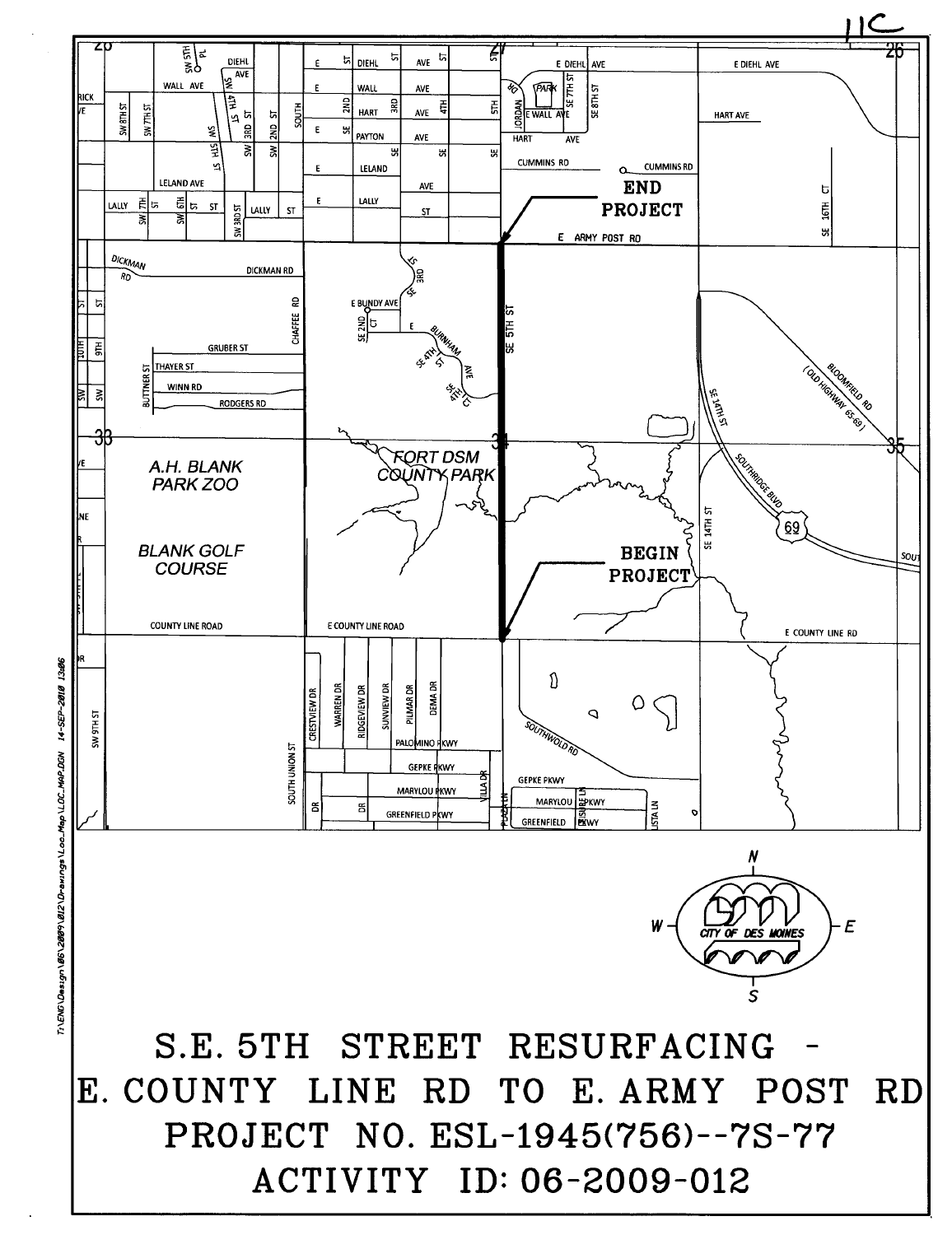11C

END PROJECT

BEGIN PROJECT

CITY OF DES MOINES

# S.E. 5TH STREET RESURFACING - E. COUNTY LINE RD TO E. ARMY POST RD

# PROJECT NO. ESL-1945(756)--7S-77

# ACTIVITY ID: 06-2009-012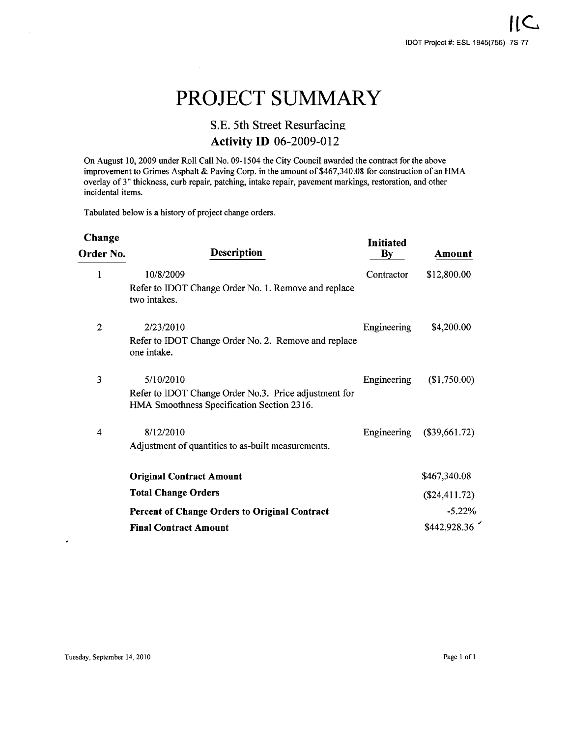11C

IDOT Project #: ESL-1945(756)--7S-77

# PROJECT SUMMARY

## S.E. 5th Street Resurfacing

## Activity ID 06-2009-012

On August 10, 2009 under Roll Call No. 09-1504 the City Council awarded the contract for the above improvement to Grimes Asphalt & Paving Corp. in the amount of $467,340.08 for construction of an HMA overlay of 3" thickness, curb repair, patching, intake repair, pavement markings, restoration, and other incidental items.

Tabulated below is a history of project change orders.

| Change Order No. | Description | Initiated By | Amount |
|---|---|---|---|
| 1 | 10/8/2009<br>Refer to IDOT Change Order No. 1. Remove and replace two intakes. | Contractor | $12,800.00 |
| 2 | 2/23/2010<br>Refer to IDOT Change Order No. 2. Remove and replace one intake. | Engineering | $4,200.00 |
| 3 | 5/10/2010<br>Refer to IDOT Change Order No.3. Price adjustment for HMA Smoothness Specification Section 2316. | Engineering | ($1,750.00) |
| 4 | 8/12/2010<br>Adjustment of quantities to as-built measurements. | Engineering | ($39,661.72) |
| | **Original Contract Amount** | | $467,340.08 |
| | **Total Change Orders** | | ($24,411.72) |
| | **Percent of Change Orders to Original Contract** | | -5.22% |
| | **Final Contract Amount** | | $442,928.36 |

Tuesday, September 14, 2010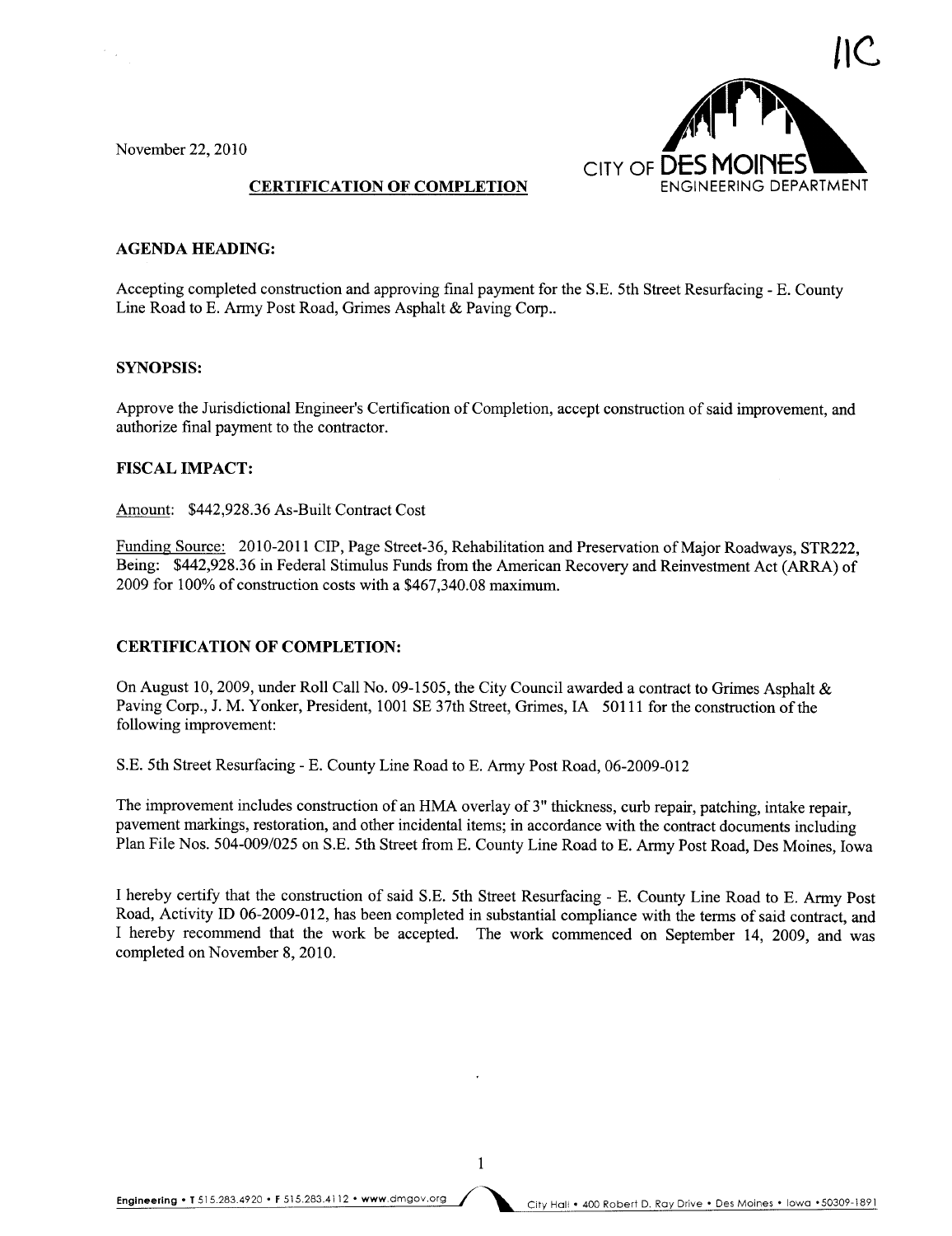11C

November 22, 2010

CITY OF DES MOINES
ENGINEERING DEPARTMENT

## CERTIFICATION OF COMPLETION

### AGENDA HEADING:

Accepting completed construction and approving final payment for the S.E. 5th Street Resurfacing - E. County Line Road to E. Army Post Road, Grimes Asphalt & Paving Corp..

### SYNOPSIS:

Approve the Jurisdictional Engineer's Certification of Completion, accept construction of said improvement, and authorize final payment to the contractor.

### FISCAL IMPACT:

Amount: $442,928.36 As-Built Contract Cost

Funding Source: 2010-2011 CIP, Page Street-36, Rehabilitation and Preservation of Major Roadways, STR222, Being: $442,928.36 in Federal Stimulus Funds from the American Recovery and Reinvestment Act (ARRA) of 2009 for 100% of construction costs with a $467,340.08 maximum.

### CERTIFICATION OF COMPLETION:

On August 10, 2009, under Roll Call No. 09-1505, the City Council awarded a contract to Grimes Asphalt & Paving Corp., J. M. Yonker, President, 1001 SE 37th Street, Grimes, IA 50111 for the construction of the following improvement:

S.E. 5th Street Resurfacing - E. County Line Road to E. Army Post Road, 06-2009-012

The improvement includes construction of an HMA overlay of 3" thickness, curb repair, patching, intake repair, pavement markings, restoration, and other incidental items; in accordance with the contract documents including Plan File Nos. 504-009/025 on S.E. 5th Street from E. County Line Road to E. Army Post Road, Des Moines, Iowa

I hereby certify that the construction of said S.E. 5th Street Resurfacing - E. County Line Road to E. Army Post Road, Activity ID 06-2009-012, has been completed in substantial compliance with the terms of said contract, and I hereby recommend that the work be accepted. The work commenced on September 14, 2009, and was completed on November 8, 2010.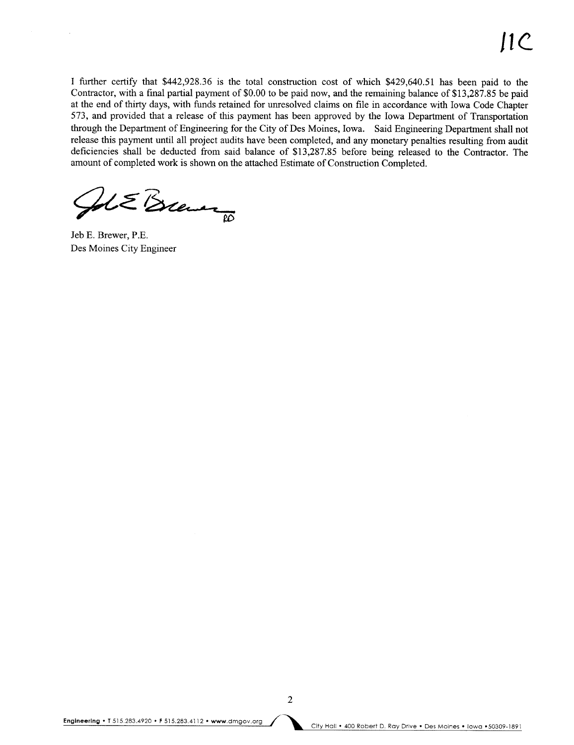11C

I further certify that $442,928.36 is the total construction cost of which $429,640.51 has been paid to the Contractor, with a final partial payment of $0.00 to be paid now, and the remaining balance of $13,287.85 be paid at the end of thirty days, with funds retained for unresolved claims on file in accordance with Iowa Code Chapter 573, and provided that a release of this payment has been approved by the Iowa Department of Transportation through the Department of Engineering for the City of Des Moines, Iowa. Said Engineering Department shall not release this payment until all project audits have been completed, and any monetary penalties resulting from audit deficiencies shall be deducted from said balance of $13,287.85 before being released to the Contractor. The amount of completed work is shown on the attached Estimate of Construction Completed.

Jeb E. Brewer, P.E.
Des Moines City Engineer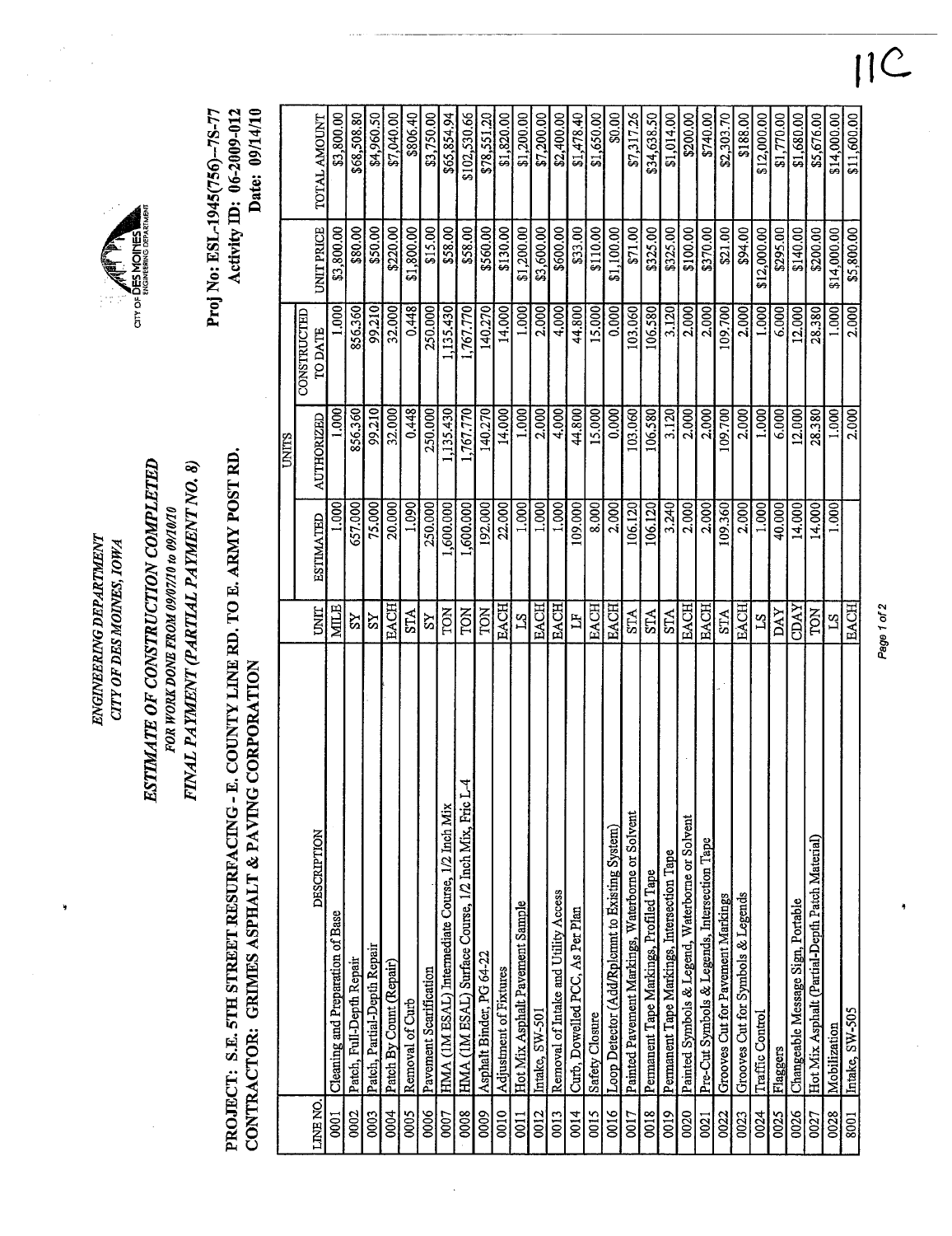11C

ENGINEERING DEPARTMENT
CITY OF DES MOINES, IOWA

# ESTIMATE OF CONSTRUCTION COMPLETED

*FOR WORK DONE FROM 09/07/10 to 09/10/10*

*FINAL PAYMENT (PARTIAL PAYMENT NO. 8)*

CITY OF DES MOINES ENGINEERING DEPARTMENT

**PROJECT: S.E. 5TH STREET RESURFACING - E. COUNTY LINE RD. TO E. ARMY POST RD.**
**CONTRACTOR: GRIMES ASPHALT & PAVING CORPORATION**

**Proj No: ESL-1945(756)--7S-77**
**Activity ID: 06-2009-012**
**Date: 09/14/10**

| LINE NO. | DESCRIPTION | UNIT | UNITS | | | UNIT PRICE | TOTAL AMOUNT |
|---|---|---|---|---|---|---|---|
| | | | ESTIMATED | AUTHORIZED | CONSTRUCTED TO DATE | | |
| 0001 | Cleaning and Preparation of Base | MILE | 1.000 | 1.000 | 1.000 | $3,800.00 | $3,800.00 |
| 0002 | Patch, Full-Depth Repair | SY | 657.000 | 856.360 | 856.360 | $80.00 | $68,508.80 |
| 0003 | Patch, Partial-Depth Repair | SY | 75.000 | 99.210 | 99.210 | $50.00 | $4,960.50 |
| 0004 | Patch By Count (Repair) | EACH | 20.000 | 32.000 | 32.000 | $220.00 | $7,040.00 |
| 0005 | Removal of Curb | STA | 1.090 | 0.448 | 0.448 | $1,800.00 | $806.40 |
| 0006 | Pavement Scarification | SY | 250.000 | 250.000 | 250.000 | $15.00 | $3,750.00 |
| 0007 | HMA (1M ESAL) Intermediate Course, 1/2 Inch Mix | TON | 1,600.000 | 1,135.430 | 1,135.430 | $58.00 | $65,854.94 |
| 0008 | HMA (1M ESAL) Surface Course, 1/2 inch Mix, Fric L-4 | TON | 1,600.000 | 1,767.770 | 1,767.770 | $58.00 | $102,530.66 |
| 0009 | Asphalt Binder, PG 64-22 | TON | 192.000 | 140.270 | 140.270 | $560.00 | $78,551.20 |
| 0010 | Adjustment of Fixtures | EACH | 22.000 | 14.000 | 14.000 | $130.00 | $1,820.00 |
| 0011 | Hot Mix Asphalt Pavement Sample | LS | 1.000 | 1.000 | 1.000 | $1,200.00 | $1,200.00 |
| 0012 | Intake, SW-501 | EACH | 1.000 | 2.000 | 2.000 | $3,600.00 | $7,200.00 |
| 0013 | Removal of Intake and Utility Access | EACH | 1.000 | 4.000 | 4.000 | $600.00 | $2,400.00 |
| 0014 | Curb, Dowelled PCC, As Per Plan | LF | 109.000 | 44.800 | 44.800 | $33.00 | $1,478.40 |
| 0015 | Safety Closure | EACH | 8.000 | 15.000 | 15.000 | $110.00 | $1,650.00 |
| 0016 | Loop Detector (Add/Rplcmnt to Existing System) | EACH | 2.000 | 0.000 | 0.000 | $1,100.00 | $0.00 |
| 0017 | Painted Pavement Markings, Waterborne or Solvent | STA | 106.120 | 103.060 | 103.060 | $71.00 | $7,317.26 |
| 0018 | Permanent Tape Markings, Profiled Tape | STA | 106.120 | 106.580 | 106.580 | $325.00 | $34,638.50 |
| 0019 | Permanent Tape Markings, Intersection Tape | STA | 3.240 | 3.120 | 3.120 | $325.00 | $1,014.00 |
| 0020 | Painted Symbols & Legend, Waterborne or Solvent | EACH | 2.000 | 2.000 | 2.000 | $100.00 | $200.00 |
| 0021 | Pre-Cut Symbols & Legends, Intersection Tape | EACH | 2.000 | 2.000 | 2.000 | $370.00 | $740.00 |
| 0022 | Grooves Cut for Pavement Markings | STA | 109.360 | 109.700 | 109.700 | $21.00 | $2,303.70 |
| 0023 | Grooves Cut for Symbols & Legends | EACH | 2.000 | 2.000 | 2.000 | $94.00 | $188.00 |
| 0024 | Traffic Control | LS | 1.000 | 1.000 | 1.000 | $12,000.00 | $12,000.00 |
| 0025 | Flaggers | DAY | 40.000 | 6.000 | 6.000 | $295.00 | $1,770.00 |
| 0026 | Changeable Message Sign, Portable | CDAY | 14.000 | 12.000 | 12.000 | $140.00 | $1,680.00 |
| 0027 | Hot Mix Asphalt (Partial-Depth Patch Material) | TON | 14.000 | 28.380 | 28.380 | $200.00 | $5,676.00 |
| 0028 | Mobilization | LS | 1.000 | 1.000 | 1.000 | $14,000.00 | $14,000.00 |
| 8001 | Intake, SW-505 | EACH | | 2.000 | 2.000 | $5,800.00 | $11,600.00 |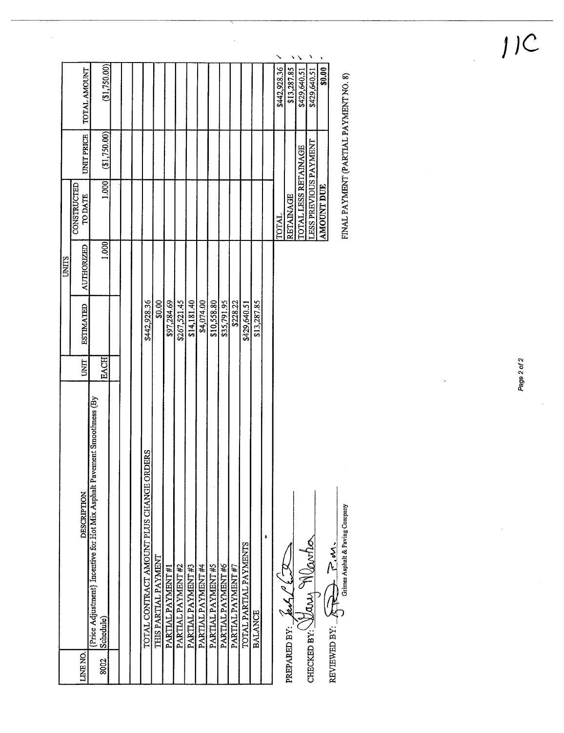11C

| LINE NO. | DESCRIPTION | UNIT | UNITS | | | UNIT PRICE | TOTAL AMOUNT |
|---|---|---|---|---|---|---|---|
| | | | ESTIMATED | AUTHORIZED | CONSTRUCTED TO DATE | | |
| 8002 | {Price Adjustment} Incentive for Hot Mix Asphalt Pavement Smoothness (By Schedule) | EACH | | 1.000 | 1.000 | ($1,750.00) | ($1,750.00) |
| | | | | | | | |
| | TOTAL CONTRACT AMOUNT PLUS CHANGE ORDERS | | $442,928.36 | | | | |
| | THIS PARTIAL PAYMENT | | $0.00 | | | | |
| | PARTIAL PAYMENT #1 | | $97,284.69 | | | | |
| | PARTIAL PAYMENT #2 | | $267,521.45 | | | | |
| | PARTIAL PAYMENT #3 | | $14,181.40 | | | | |
| | PARTIAL PAYMENT #4 | | $4,074.00 | | | | |
| | PARTIAL PAYMENT #5 | | $10,558.80 | | | | |
| | PARTIAL PAYMENT #6 | | $35,791.95 | | | | |
| | PARTIAL PAYMENT #7 | | $228.22 | | | | |
| | TOTAL PARTIAL PAYMENTS | | $429,640.51 | | | | |
| | BALANCE | | $13,287.85 | | | | |
| | | | | | TOTAL | | $442,928.36 |
| | | | | | RETAINAGE | | $13,287.85 |
| | | | | | TOTAL LESS RETAINAGE | | $429,640.51 |
| | | | | | LESS PREVIOUS PAYMENT | | $429,640.51 |
| | | | | | **AMOUNT DUE** | | **$0.00** |

FINAL PAYMENT (PARTIAL PAYMENT NO. 8)

PREPARED BY: [signature]

CHECKED BY: Gary Marko [signature]

REVIEWED BY: [signature] P.M.
Grimes Asphalt & Paving Company